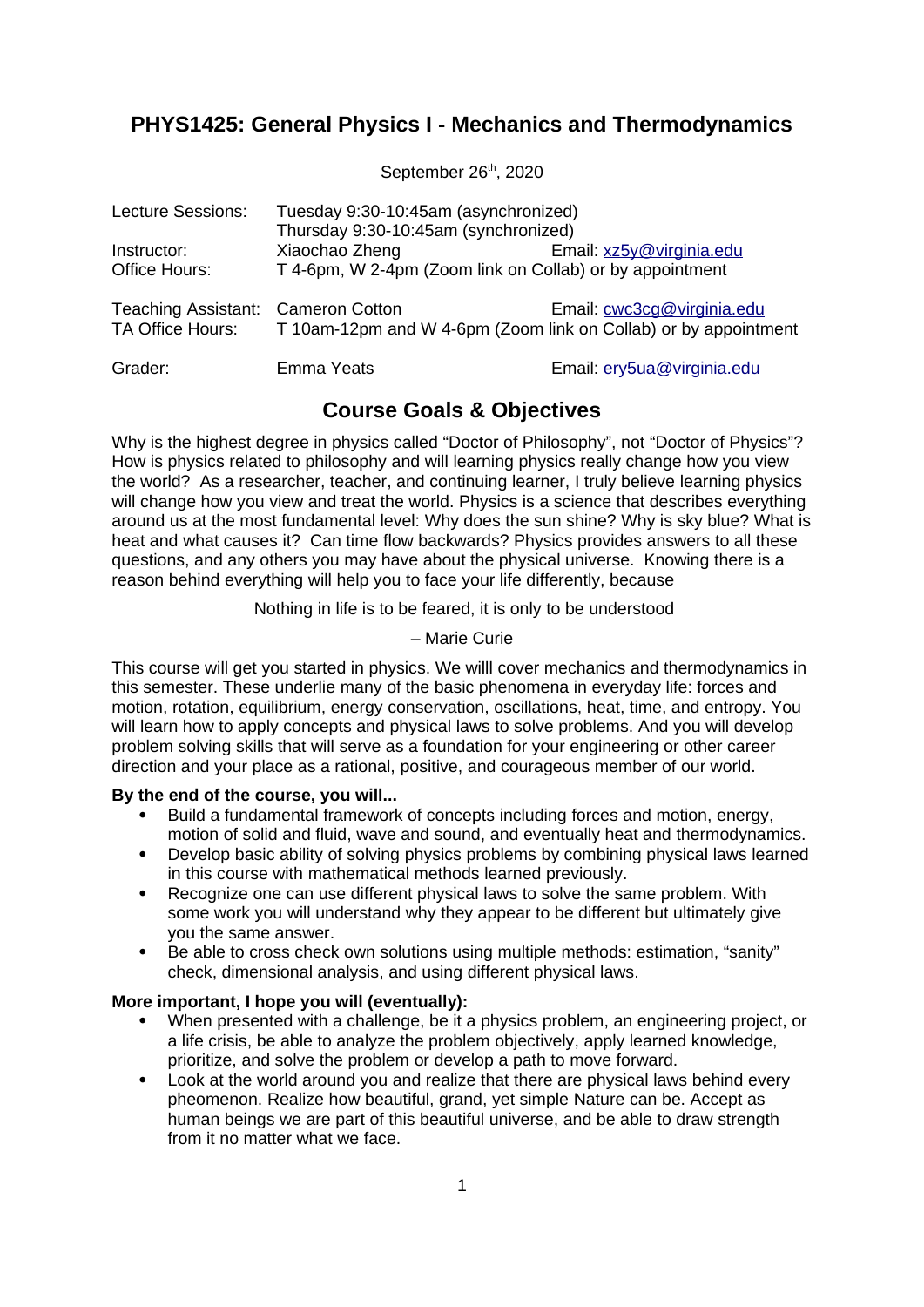# PHYS1425: General Physics I - Mechanics and Thermodynamics

September 26th, 2020

| | | |
|---|---|---|
| Lecture Sessions: | Tuesday 9:30-10:45am (asynchronized)<br>Thursday 9:30-10:45am (synchronized) | |
| Instructor: | Xiaochao Zheng | Email: xz5y@virginia.edu |
| Office Hours: | T 4-6pm, W 2-4pm (Zoom link on Collab) or by appointment | |
| Teaching Assistant: | Cameron Cotton | Email: cwc3cg@virginia.edu |
| TA Office Hours: | T 10am-12pm and W 4-6pm (Zoom link on Collab) or by appointment | |
| Grader: | Emma Yeats | Email: ery5ua@virginia.edu |

## Course Goals & Objectives

Why is the highest degree in physics called "Doctor of Philosophy", not "Doctor of Physics"? How is physics related to philosophy and will learning physics really change how you view the world? As a researcher, teacher, and continuing learner, I truly believe learning physics will change how you view and treat the world. Physics is a science that describes everything around us at the most fundamental level: Why does the sun shine? Why is sky blue? What is heat and what causes it? Can time flow backwards? Physics provides answers to all these questions, and any others you may have about the physical universe. Knowing there is a reason behind everything will help you to face your life differently, because

Nothing in life is to be feared, it is only to be understood

– Marie Curie

This course will get you started in physics. We willl cover mechanics and thermodynamics in this semester. These underlie many of the basic phenomena in everyday life: forces and motion, rotation, equilibrium, energy conservation, oscillations, heat, time, and entropy. You will learn how to apply concepts and physical laws to solve problems. And you will develop problem solving skills that will serve as a foundation for your engineering or other career direction and your place as a rational, positive, and courageous member of our world.

**By the end of the course, you will...**

- Build a fundamental framework of concepts including forces and motion, energy, motion of solid and fluid, wave and sound, and eventually heat and thermodynamics.
- Develop basic ability of solving physics problems by combining physical laws learned in this course with mathematical methods learned previously.
- Recognize one can use different physical laws to solve the same problem. With some work you will understand why they appear to be different but ultimately give you the same answer.
- Be able to cross check own solutions using multiple methods: estimation, "sanity" check, dimensional analysis, and using different physical laws.

**More important, I hope you will (eventually):**

- When presented with a challenge, be it a physics problem, an engineering project, or a life crisis, be able to analyze the problem objectively, apply learned knowledge, prioritize, and solve the problem or develop a path to move forward.
- Look at the world around you and realize that there are physical laws behind every pheomenon. Realize how beautiful, grand, yet simple Nature can be. Accept as human beings we are part of this beautiful universe, and be able to draw strength from it no matter what we face.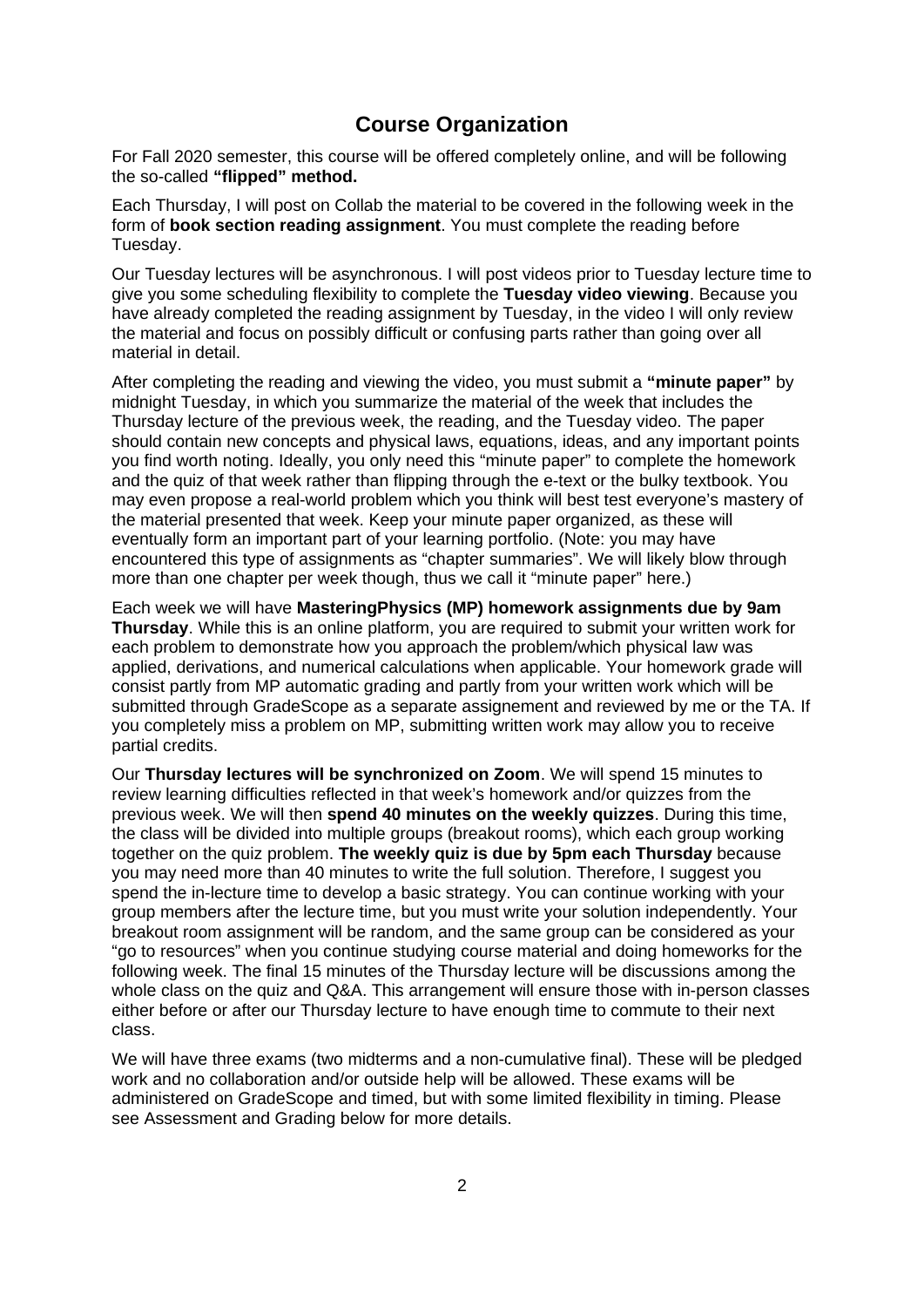## Course Organization

For Fall 2020 semester, this course will be offered completely online, and will be following the so-called **"flipped" method.**

Each Thursday, I will post on Collab the material to be covered in the following week in the form of **book section reading assignment**. You must complete the reading before Tuesday.

Our Tuesday lectures will be asynchronous. I will post videos prior to Tuesday lecture time to give you some scheduling flexibility to complete the **Tuesday video viewing**. Because you have already completed the reading assignment by Tuesday, in the video I will only review the material and focus on possibly difficult or confusing parts rather than going over all material in detail.

After completing the reading and viewing the video, you must submit a **"minute paper"** by midnight Tuesday, in which you summarize the material of the week that includes the Thursday lecture of the previous week, the reading, and the Tuesday video. The paper should contain new concepts and physical laws, equations, ideas, and any important points you find worth noting. Ideally, you only need this "minute paper" to complete the homework and the quiz of that week rather than flipping through the e-text or the bulky textbook. You may even propose a real-world problem which you think will best test everyone's mastery of the material presented that week. Keep your minute paper organized, as these will eventually form an important part of your learning portfolio. (Note: you may have encountered this type of assignments as "chapter summaries". We will likely blow through more than one chapter per week though, thus we call it "minute paper" here.)

Each week we will have **MasteringPhysics (MP) homework assignments due by 9am Thursday**. While this is an online platform, you are required to submit your written work for each problem to demonstrate how you approach the problem/which physical law was applied, derivations, and numerical calculations when applicable. Your homework grade will consist partly from MP automatic grading and partly from your written work which will be submitted through GradeScope as a separate assignement and reviewed by me or the TA. If you completely miss a problem on MP, submitting written work may allow you to receive partial credits.

Our **Thursday lectures will be synchronized on Zoom**. We will spend 15 minutes to review learning difficulties reflected in that week's homework and/or quizzes from the previous week. We will then **spend 40 minutes on the weekly quizzes**. During this time, the class will be divided into multiple groups (breakout rooms), which each group working together on the quiz problem. **The weekly quiz is due by 5pm each Thursday** because you may need more than 40 minutes to write the full solution. Therefore, I suggest you spend the in-lecture time to develop a basic strategy. You can continue working with your group members after the lecture time, but you must write your solution independently. Your breakout room assignment will be random, and the same group can be considered as your "go to resources" when you continue studying course material and doing homeworks for the following week. The final 15 minutes of the Thursday lecture will be discussions among the whole class on the quiz and Q&A. This arrangement will ensure those with in-person classes either before or after our Thursday lecture to have enough time to commute to their next class.

We will have three exams (two midterms and a non-cumulative final). These will be pledged work and no collaboration and/or outside help will be allowed. These exams will be administered on GradeScope and timed, but with some limited flexibility in timing. Please see Assessment and Grading below for more details.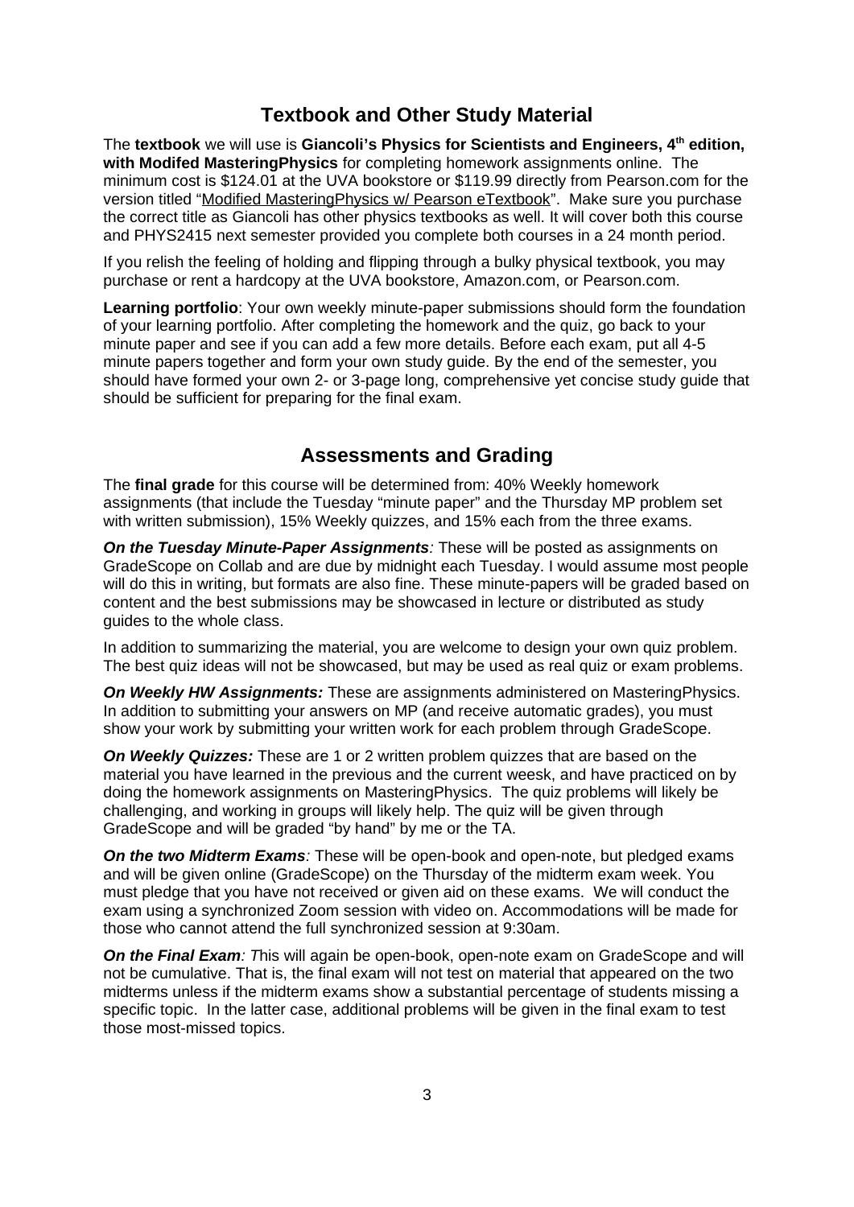## Textbook and Other Study Material

The **textbook** we will use is **Giancoli's Physics for Scientists and Engineers, 4th edition, with Modifed MasteringPhysics** for completing homework assignments online. The minimum cost is $124.01 at the UVA bookstore or $119.99 directly from Pearson.com for the version titled "Modified MasteringPhysics w/ Pearson eTextbook". Make sure you purchase the correct title as Giancoli has other physics textbooks as well. It will cover both this course and PHYS2415 next semester provided you complete both courses in a 24 month period.

If you relish the feeling of holding and flipping through a bulky physical textbook, you may purchase or rent a hardcopy at the UVA bookstore, Amazon.com, or Pearson.com.

**Learning portfolio**: Your own weekly minute-paper submissions should form the foundation of your learning portfolio. After completing the homework and the quiz, go back to your minute paper and see if you can add a few more details. Before each exam, put all 4-5 minute papers together and form your own study guide. By the end of the semester, you should have formed your own 2- or 3-page long, comprehensive yet concise study guide that should be sufficient for preparing for the final exam.

## Assessments and Grading

The **final grade** for this course will be determined from: 40% Weekly homework assignments (that include the Tuesday "minute paper" and the Thursday MP problem set with written submission), 15% Weekly quizzes, and 15% each from the three exams.

***On the Tuesday Minute-Paper Assignments****:* These will be posted as assignments on GradeScope on Collab and are due by midnight each Tuesday. I would assume most people will do this in writing, but formats are also fine. These minute-papers will be graded based on content and the best submissions may be showcased in lecture or distributed as study guides to the whole class.

In addition to summarizing the material, you are welcome to design your own quiz problem. The best quiz ideas will not be showcased, but may be used as real quiz or exam problems.

***On Weekly HW Assignments:*** These are assignments administered on MasteringPhysics. In addition to submitting your answers on MP (and receive automatic grades), you must show your work by submitting your written work for each problem through GradeScope.

***On Weekly Quizzes:*** These are 1 or 2 written problem quizzes that are based on the material you have learned in the previous and the current weesk, and have practiced on by doing the homework assignments on MasteringPhysics. The quiz problems will likely be challenging, and working in groups will likely help. The quiz will be given through GradeScope and will be graded "by hand" by me or the TA.

***On the two Midterm Exams****:* These will be open-book and open-note, but pledged exams and will be given online (GradeScope) on the Thursday of the midterm exam week. You must pledge that you have not received or given aid on these exams. We will conduct the exam using a synchronized Zoom session with video on. Accommodations will be made for those who cannot attend the full synchronized session at 9:30am.

***On the Final Exam****: T*his will again be open-book, open-note exam on GradeScope and will not be cumulative. That is, the final exam will not test on material that appeared on the two midterms unless if the midterm exams show a substantial percentage of students missing a specific topic. In the latter case, additional problems will be given in the final exam to test those most-missed topics.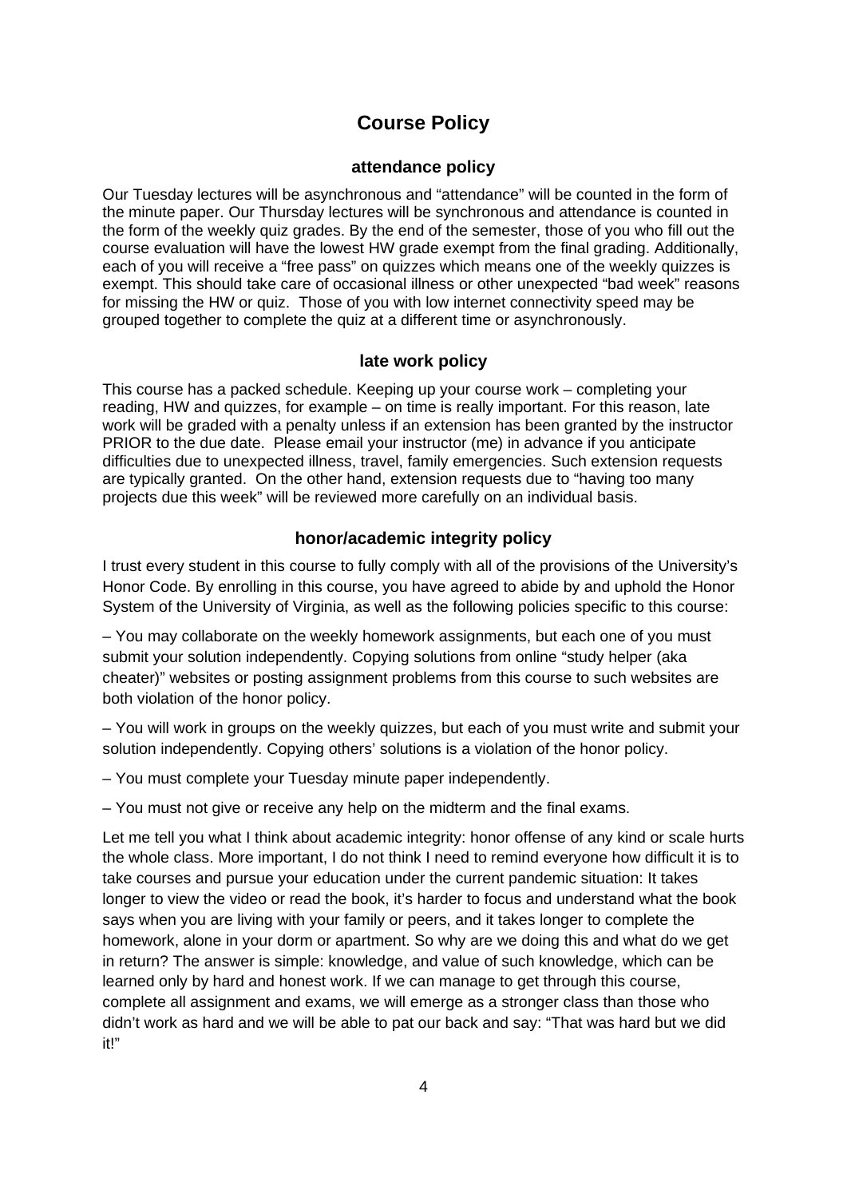# Course Policy

## attendance policy

Our Tuesday lectures will be asynchronous and "attendance" will be counted in the form of the minute paper. Our Thursday lectures will be synchronous and attendance is counted in the form of the weekly quiz grades. By the end of the semester, those of you who fill out the course evaluation will have the lowest HW grade exempt from the final grading. Additionally, each of you will receive a "free pass" on quizzes which means one of the weekly quizzes is exempt. This should take care of occasional illness or other unexpected "bad week" reasons for missing the HW or quiz. Those of you with low internet connectivity speed may be grouped together to complete the quiz at a different time or asynchronously.

## late work policy

This course has a packed schedule. Keeping up your course work – completing your reading, HW and quizzes, for example – on time is really important. For this reason, late work will be graded with a penalty unless if an extension has been granted by the instructor PRIOR to the due date. Please email your instructor (me) in advance if you anticipate difficulties due to unexpected illness, travel, family emergencies. Such extension requests are typically granted. On the other hand, extension requests due to "having too many projects due this week" will be reviewed more carefully on an individual basis.

## honor/academic integrity policy

I trust every student in this course to fully comply with all of the provisions of the University's Honor Code. By enrolling in this course, you have agreed to abide by and uphold the Honor System of the University of Virginia, as well as the following policies specific to this course:

– You may collaborate on the weekly homework assignments, but each one of you must submit your solution independently. Copying solutions from online "study helper (aka cheater)" websites or posting assignment problems from this course to such websites are both violation of the honor policy.

– You will work in groups on the weekly quizzes, but each of you must write and submit your solution independently. Copying others' solutions is a violation of the honor policy.

– You must complete your Tuesday minute paper independently.

– You must not give or receive any help on the midterm and the final exams.

Let me tell you what I think about academic integrity: honor offense of any kind or scale hurts the whole class. More important, I do not think I need to remind everyone how difficult it is to take courses and pursue your education under the current pandemic situation: It takes longer to view the video or read the book, it's harder to focus and understand what the book says when you are living with your family or peers, and it takes longer to complete the homework, alone in your dorm or apartment. So why are we doing this and what do we get in return? The answer is simple: knowledge, and value of such knowledge, which can be learned only by hard and honest work. If we can manage to get through this course, complete all assignment and exams, we will emerge as a stronger class than those who didn't work as hard and we will be able to pat our back and say: "That was hard but we did it!"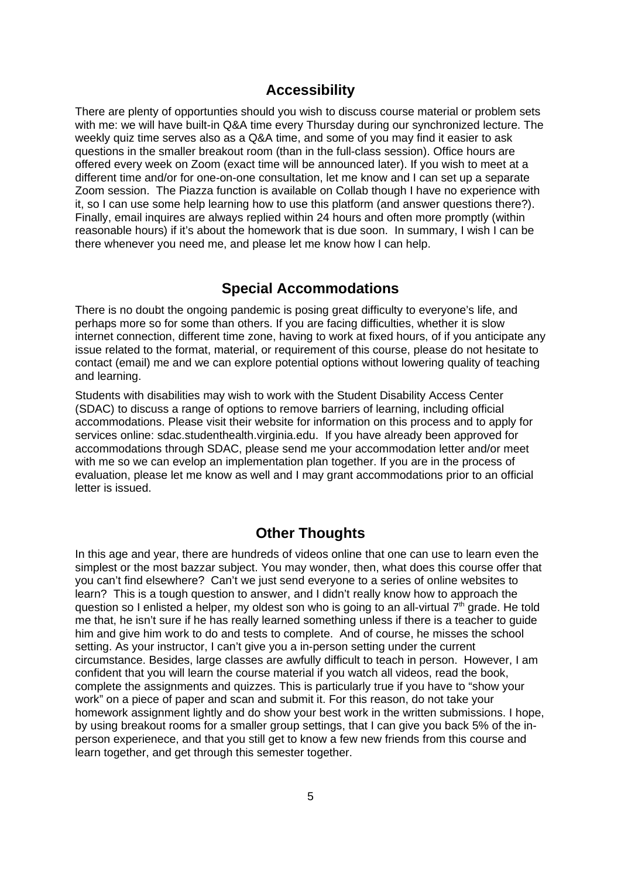## Accessibility

There are plenty of opportunties should you wish to discuss course material or problem sets with me: we will have built-in Q&A time every Thursday during our synchronized lecture. The weekly quiz time serves also as a Q&A time, and some of you may find it easier to ask questions in the smaller breakout room (than in the full-class session). Office hours are offered every week on Zoom (exact time will be announced later). If you wish to meet at a different time and/or for one-on-one consultation, let me know and I can set up a separate Zoom session. The Piazza function is available on Collab though I have no experience with it, so I can use some help learning how to use this platform (and answer questions there?). Finally, email inquires are always replied within 24 hours and often more promptly (within reasonable hours) if it's about the homework that is due soon. In summary, I wish I can be there whenever you need me, and please let me know how I can help.

## Special Accommodations

There is no doubt the ongoing pandemic is posing great difficulty to everyone's life, and perhaps more so for some than others. If you are facing difficulties, whether it is slow internet connection, different time zone, having to work at fixed hours, of if you anticipate any issue related to the format, material, or requirement of this course, please do not hesitate to contact (email) me and we can explore potential options without lowering quality of teaching and learning.

Students with disabilities may wish to work with the Student Disability Access Center (SDAC) to discuss a range of options to remove barriers of learning, including official accommodations. Please visit their website for information on this process and to apply for services online: sdac.studenthealth.virginia.edu. If you have already been approved for accommodations through SDAC, please send me your accommodation letter and/or meet with me so we can evelop an implementation plan together. If you are in the process of evaluation, please let me know as well and I may grant accommodations prior to an official letter is issued.

## Other Thoughts

In this age and year, there are hundreds of videos online that one can use to learn even the simplest or the most bazzar subject. You may wonder, then, what does this course offer that you can't find elsewhere? Can't we just send everyone to a series of online websites to learn? This is a tough question to answer, and I didn't really know how to approach the question so I enlisted a helper, my oldest son who is going to an all-virtual 7th grade. He told me that, he isn't sure if he has really learned something unless if there is a teacher to guide him and give him work to do and tests to complete. And of course, he misses the school setting. As your instructor, I can't give you a in-person setting under the current circumstance. Besides, large classes are awfully difficult to teach in person. However, I am confident that you will learn the course material if you watch all videos, read the book, complete the assignments and quizzes. This is particularly true if you have to "show your work" on a piece of paper and scan and submit it. For this reason, do not take your homework assignment lightly and do show your best work in the written submissions. I hope, by using breakout rooms for a smaller group settings, that I can give you back 5% of the in-person experienece, and that you still get to know a few new friends from this course and learn together, and get through this semester together.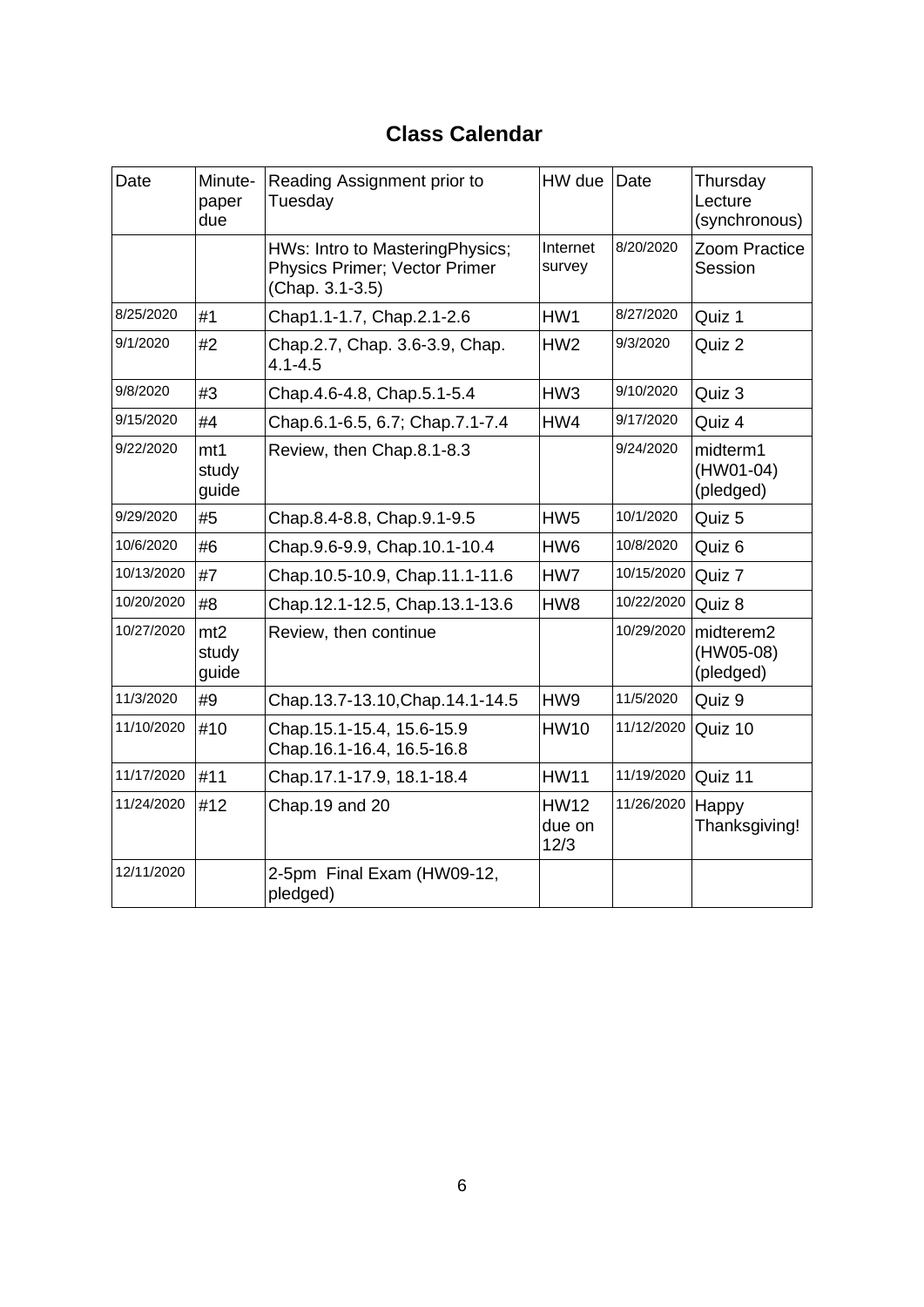# Class Calendar

| Date | Minute-paper due | Reading Assignment prior to Tuesday | HW due | Date | Thursday Lecture (synchronous) |
|---|---|---|---|---|---|
| | | HWs: Intro to MasteringPhysics; Physics Primer; Vector Primer (Chap. 3.1-3.5) | Internet survey | 8/20/2020 | Zoom Practice Session |
| 8/25/2020 | #1 | Chap1.1-1.7, Chap.2.1-2.6 | HW1 | 8/27/2020 | Quiz 1 |
| 9/1/2020 | #2 | Chap.2.7, Chap. 3.6-3.9, Chap. 4.1-4.5 | HW2 | 9/3/2020 | Quiz 2 |
| 9/8/2020 | #3 | Chap.4.6-4.8, Chap.5.1-5.4 | HW3 | 9/10/2020 | Quiz 3 |
| 9/15/2020 | #4 | Chap.6.1-6.5, 6.7; Chap.7.1-7.4 | HW4 | 9/17/2020 | Quiz 4 |
| 9/22/2020 | mt1 study guide | Review, then Chap.8.1-8.3 | | 9/24/2020 | midterm1 (HW01-04) (pledged) |
| 9/29/2020 | #5 | Chap.8.4-8.8, Chap.9.1-9.5 | HW5 | 10/1/2020 | Quiz 5 |
| 10/6/2020 | #6 | Chap.9.6-9.9, Chap.10.1-10.4 | HW6 | 10/8/2020 | Quiz 6 |
| 10/13/2020 | #7 | Chap.10.5-10.9, Chap.11.1-11.6 | HW7 | 10/15/2020 | Quiz 7 |
| 10/20/2020 | #8 | Chap.12.1-12.5, Chap.13.1-13.6 | HW8 | 10/22/2020 | Quiz 8 |
| 10/27/2020 | mt2 study guide | Review, then continue | | 10/29/2020 | midterem2 (HW05-08) (pledged) |
| 11/3/2020 | #9 | Chap.13.7-13.10,Chap.14.1-14.5 | HW9 | 11/5/2020 | Quiz 9 |
| 11/10/2020 | #10 | Chap.15.1-15.4, 15.6-15.9 Chap.16.1-16.4, 16.5-16.8 | HW10 | 11/12/2020 | Quiz 10 |
| 11/17/2020 | #11 | Chap.17.1-17.9, 18.1-18.4 | HW11 | 11/19/2020 | Quiz 11 |
| 11/24/2020 | #12 | Chap.19 and 20 | HW12 due on 12/3 | 11/26/2020 | Happy Thanksgiving! |
| 12/11/2020 | | 2-5pm Final Exam (HW09-12, pledged) | | | |